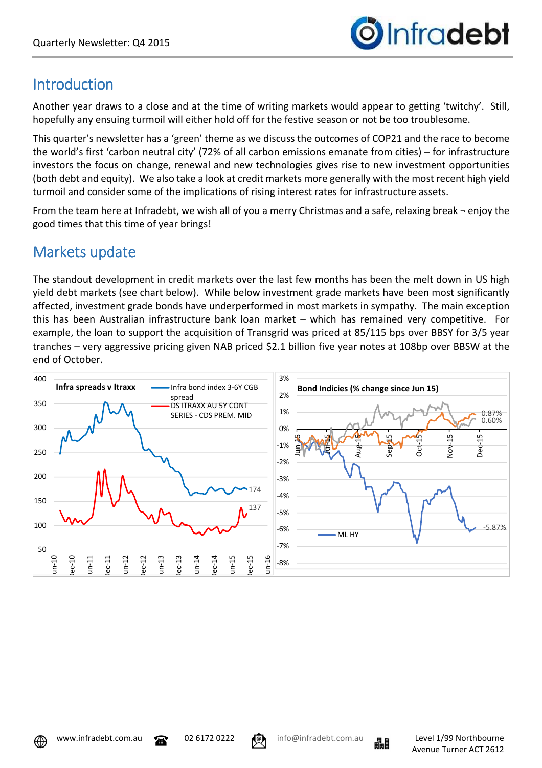Quarterly Newsletter: Q4 2015

## Introduction

Another year draws to a close and at the time of writing markets would appear to getting 'twitchy'. Still, hopefully any ensuing turmoil will either hold off for the festive season or not be too troublesome.

This quarter's newsletter has a 'green' theme as we discuss the outcomes of COP21 and the race to become the world's first 'carbon neutral city' (72% of all carbon emissions emanate from cities) – for infrastructure investors the focus on change, renewal and new technologies gives rise to new investment opportunities (both debt and equity). We also take a look at credit markets more generally with the most recent high yield turmoil and consider some of the implications of rising interest rates for infrastructure assets.

From the team here at Infradebt, we wish all of you a merry Christmas and a safe, relaxing break ¬ enjoy the good times that this time of year brings!

## Markets update

The standout development in credit markets over the last few months has been the melt down in US high yield debt markets (see chart below). While below investment grade markets have been most significantly affected, investment grade bonds have underperformed in most markets in sympathy. The main exception this has been Australian infrastructure bank loan market – which has remained very competitive. For example, the loan to support the acquisition of Transgrid was priced at 85/115 bps over BBSY for 3/5 year tranches – very aggressive pricing given NAB priced $2.1 billion five year notes at 108bp over BBSW at the end of October.

**Infra spreads v Itraxx**

- Infra bond index 3-6Y CGB spread (174)
- DS ITRAXX AU 5Y CONT SERIES - CDS PREM. MID (137)

**Bond Indicies (% change since Jun 15)**

- ML HY: -5.87%
- 0.87%
- 0.60%

www.infradebt.com.au | 02 6172 0222 | info@infradebt.com.au | Level 1/99 Northbourne Avenue Turner ACT 2612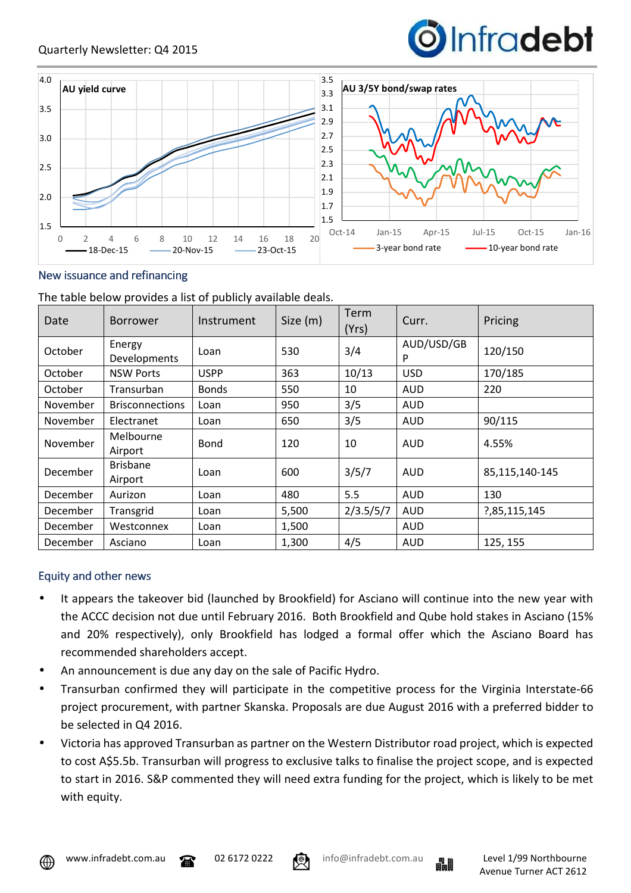## New issuance and refinancing

The table below provides a list of publicly available deals.

| Date | Borrower | Instrument | Size (m) | Term (Yrs) | Curr. | Pricing |
|---|---|---|---|---|---|---|
| October | Energy Developments | Loan | 530 | 3/4 | AUD/USD/GBP | 120/150 |
| October | NSW Ports | USPP | 363 | 10/13 | USD | 170/185 |
| October | Transurban | Bonds | 550 | 10 | AUD | 220 |
| November | Brisconnections | Loan | 950 | 3/5 | AUD | |
| November | Electranet | Loan | 650 | 3/5 | AUD | 90/115 |
| November | Melbourne Airport | Bond | 120 | 10 | AUD | 4.55% |
| December | Brisbane Airport | Loan | 600 | 3/5/7 | AUD | 85,115,140-145 |
| December | Aurizon | Loan | 480 | 5.5 | AUD | 130 |
| December | Transgrid | Loan | 5,500 | 2/3.5/5/7 | AUD | ?,85,115,145 |
| December | Westconnex | Loan | 1,500 | | AUD | |
| December | Asciano | Loan | 1,300 | 4/5 | AUD | 125, 155 |

## Equity and other news

- It appears the takeover bid (launched by Brookfield) for Asciano will continue into the new year with the ACCC decision not due until February 2016. Both Brookfield and Qube hold stakes in Asciano (15% and 20% respectively), only Brookfield has lodged a formal offer which the Asciano Board has recommended shareholders accept.
- An announcement is due any day on the sale of Pacific Hydro.
- Transurban confirmed they will participate in the competitive process for the Virginia Interstate-66 project procurement, with partner Skanska. Proposals are due August 2016 with a preferred bidder to be selected in Q4 2016.
- Victoria has approved Transurban as partner on the Western Distributor road project, which is expected to cost A$5.5b. Transurban will progress to exclusive talks to finalise the project scope, and is expected to start in 2016. S&P commented they will need extra funding for the project, which is likely to be met with equity.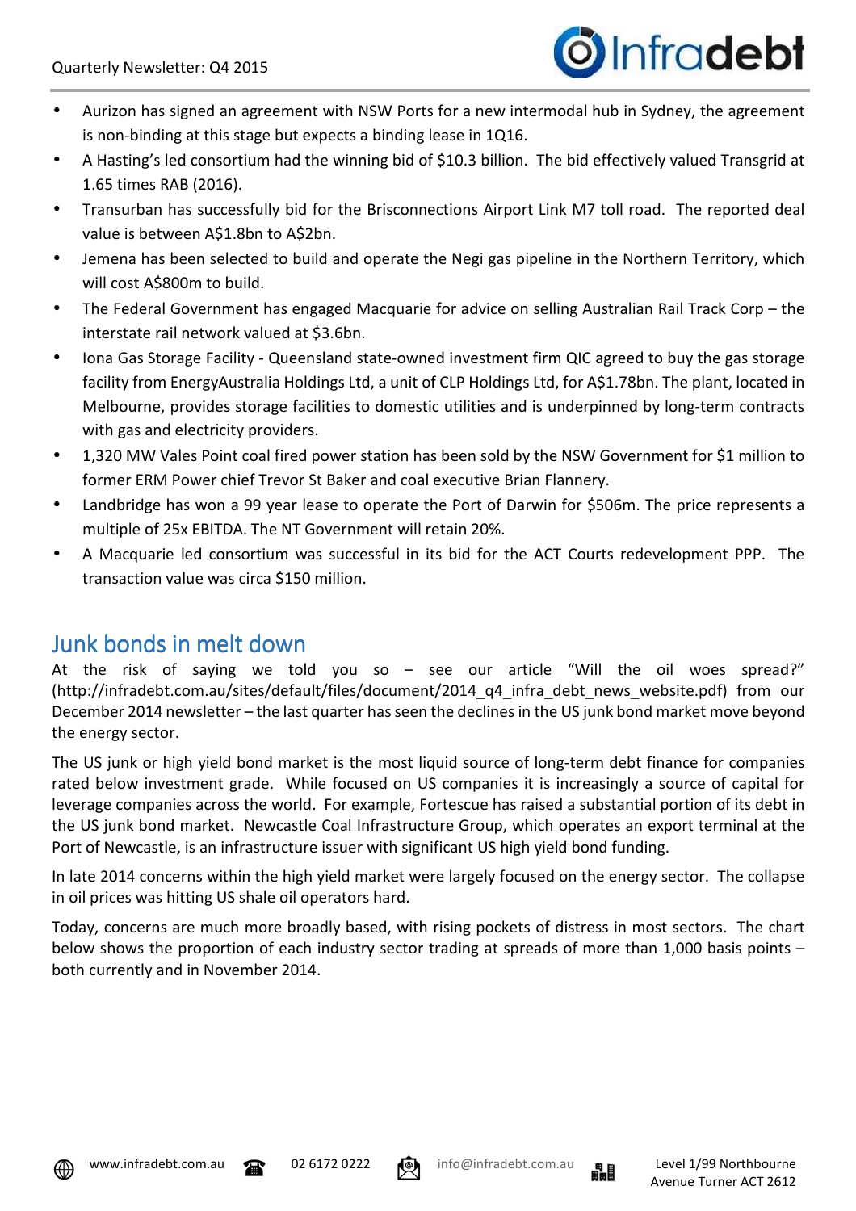- Aurizon has signed an agreement with NSW Ports for a new intermodal hub in Sydney, the agreement is non-binding at this stage but expects a binding lease in 1Q16.
- A Hasting's led consortium had the winning bid of $10.3 billion. The bid effectively valued Transgrid at 1.65 times RAB (2016).
- Transurban has successfully bid for the Brisconnections Airport Link M7 toll road. The reported deal value is between A$1.8bn to A$2bn.
- Jemena has been selected to build and operate the Negi gas pipeline in the Northern Territory, which will cost A$800m to build.
- The Federal Government has engaged Macquarie for advice on selling Australian Rail Track Corp – the interstate rail network valued at $3.6bn.
- Iona Gas Storage Facility - Queensland state-owned investment firm QIC agreed to buy the gas storage facility from EnergyAustralia Holdings Ltd, a unit of CLP Holdings Ltd, for A$1.78bn. The plant, located in Melbourne, provides storage facilities to domestic utilities and is underpinned by long-term contracts with gas and electricity providers.
- 1,320 MW Vales Point coal fired power station has been sold by the NSW Government for $1 million to former ERM Power chief Trevor St Baker and coal executive Brian Flannery.
- Landbridge has won a 99 year lease to operate the Port of Darwin for $506m. The price represents a multiple of 25x EBITDA. The NT Government will retain 20%.
- A Macquarie led consortium was successful in its bid for the ACT Courts redevelopment PPP. The transaction value was circa $150 million.

## Junk bonds in melt down

At the risk of saying we told you so – see our article "Will the oil woes spread?" (http://infradebt.com.au/sites/default/files/document/2014_q4_infra_debt_news_website.pdf) from our December 2014 newsletter – the last quarter has seen the declines in the US junk bond market move beyond the energy sector.

The US junk or high yield bond market is the most liquid source of long-term debt finance for companies rated below investment grade. While focused on US companies it is increasingly a source of capital for leverage companies across the world. For example, Fortescue has raised a substantial portion of its debt in the US junk bond market. Newcastle Coal Infrastructure Group, which operates an export terminal at the Port of Newcastle, is an infrastructure issuer with significant US high yield bond funding.

In late 2014 concerns within the high yield market were largely focused on the energy sector. The collapse in oil prices was hitting US shale oil operators hard.

Today, concerns are much more broadly based, with rising pockets of distress in most sectors. The chart below shows the proportion of each industry sector trading at spreads of more than 1,000 basis points – both currently and in November 2014.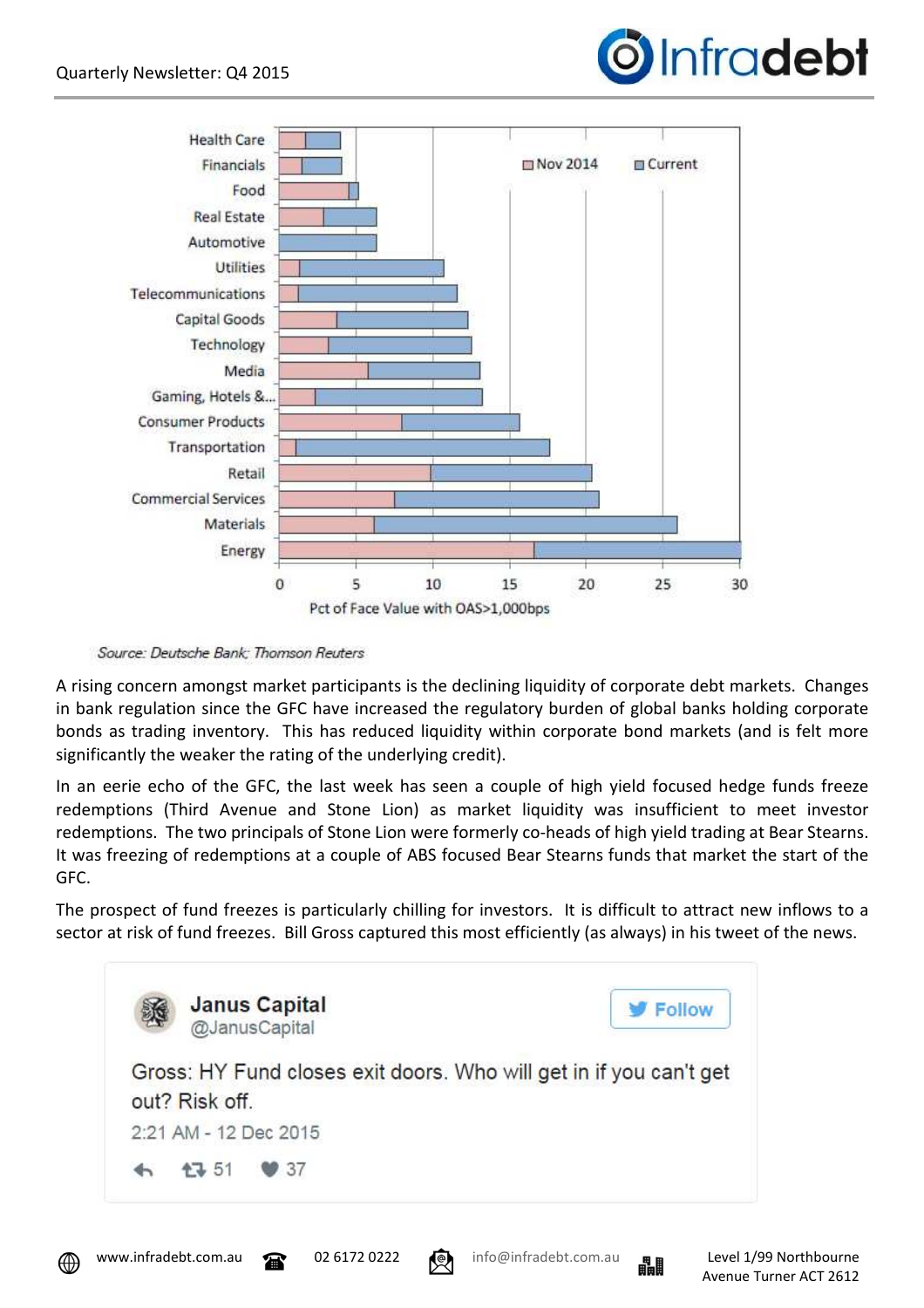Source: Deutsche Bank; Thomson Reuters

A rising concern amongst market participants is the declining liquidity of corporate debt markets. Changes in bank regulation since the GFC have increased the regulatory burden of global banks holding corporate bonds as trading inventory. This has reduced liquidity within corporate bond markets (and is felt more significantly the weaker the rating of the underlying credit).

In an eerie echo of the GFC, the last week has seen a couple of high yield focused hedge funds freeze redemptions (Third Avenue and Stone Lion) as market liquidity was insufficient to meet investor redemptions. The two principals of Stone Lion were formerly co-heads of high yield trading at Bear Stearns. It was freezing of redemptions at a couple of ABS focused Bear Stearns funds that market the start of the GFC.

The prospect of fund freezes is particularly chilling for investors. It is difficult to attract new inflows to a sector at risk of fund freezes. Bill Gross captured this most efficiently (as always) in his tweet of the news.

> **Janus Capital**
> @JanusCapital
>
> Gross: HY Fund closes exit doors. Who will get in if you can't get out? Risk off.
>
> 2:21 AM - 12 Dec 2015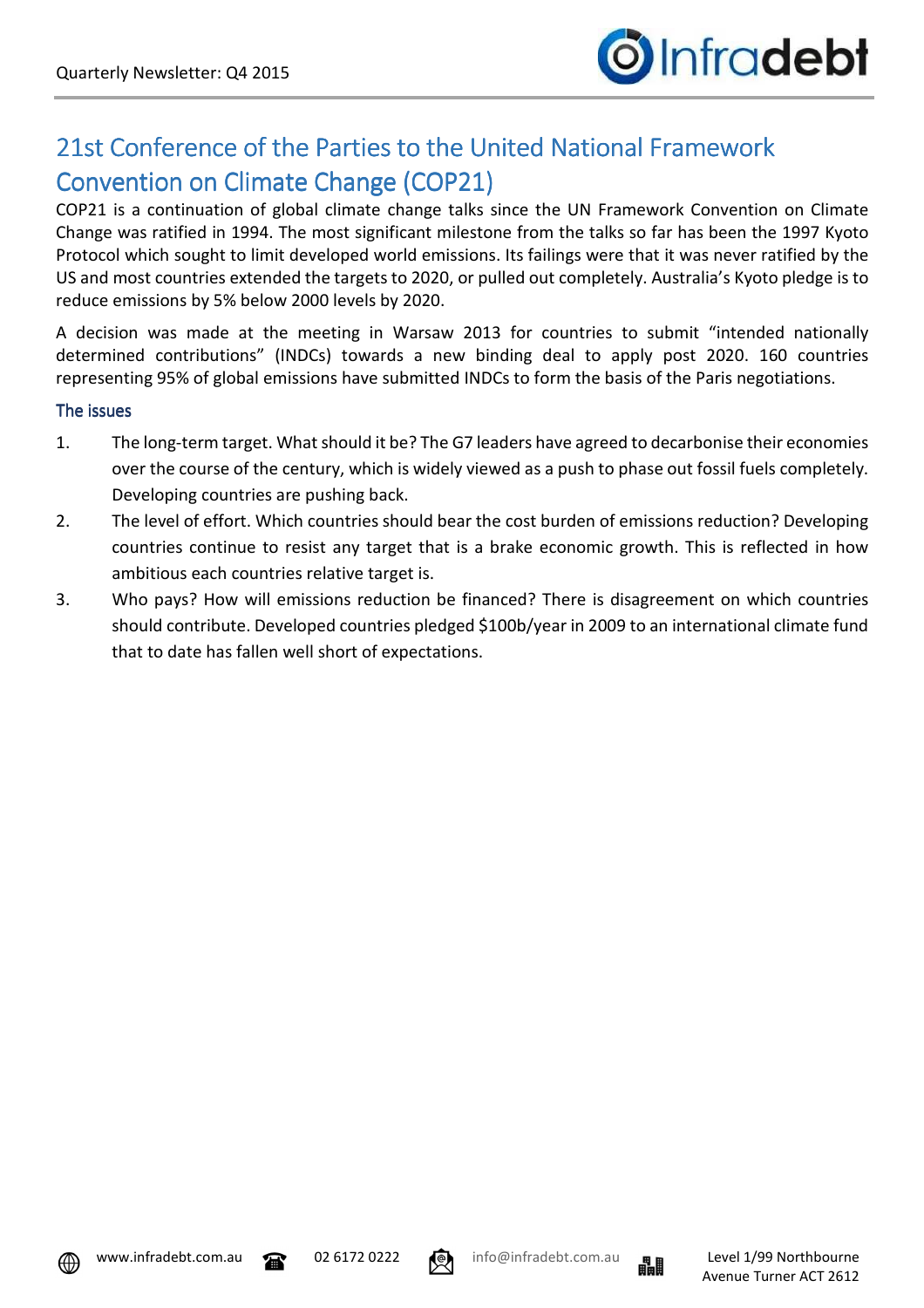## 21st Conference of the Parties to the United National Framework Convention on Climate Change (COP21)

COP21 is a continuation of global climate change talks since the UN Framework Convention on Climate Change was ratified in 1994. The most significant milestone from the talks so far has been the 1997 Kyoto Protocol which sought to limit developed world emissions. Its failings were that it was never ratified by the US and most countries extended the targets to 2020, or pulled out completely. Australia's Kyoto pledge is to reduce emissions by 5% below 2000 levels by 2020.

A decision was made at the meeting in Warsaw 2013 for countries to submit "intended nationally determined contributions" (INDCs) towards a new binding deal to apply post 2020. 160 countries representing 95% of global emissions have submitted INDCs to form the basis of the Paris negotiations.

### The issues

1. The long-term target. What should it be? The G7 leaders have agreed to decarbonise their economies over the course of the century, which is widely viewed as a push to phase out fossil fuels completely. Developing countries are pushing back.
2. The level of effort. Which countries should bear the cost burden of emissions reduction? Developing countries continue to resist any target that is a brake economic growth. This is reflected in how ambitious each countries relative target is.
3. Who pays? How will emissions reduction be financed? There is disagreement on which countries should contribute. Developed countries pledged $100b/year in 2009 to an international climate fund that to date has fallen well short of expectations.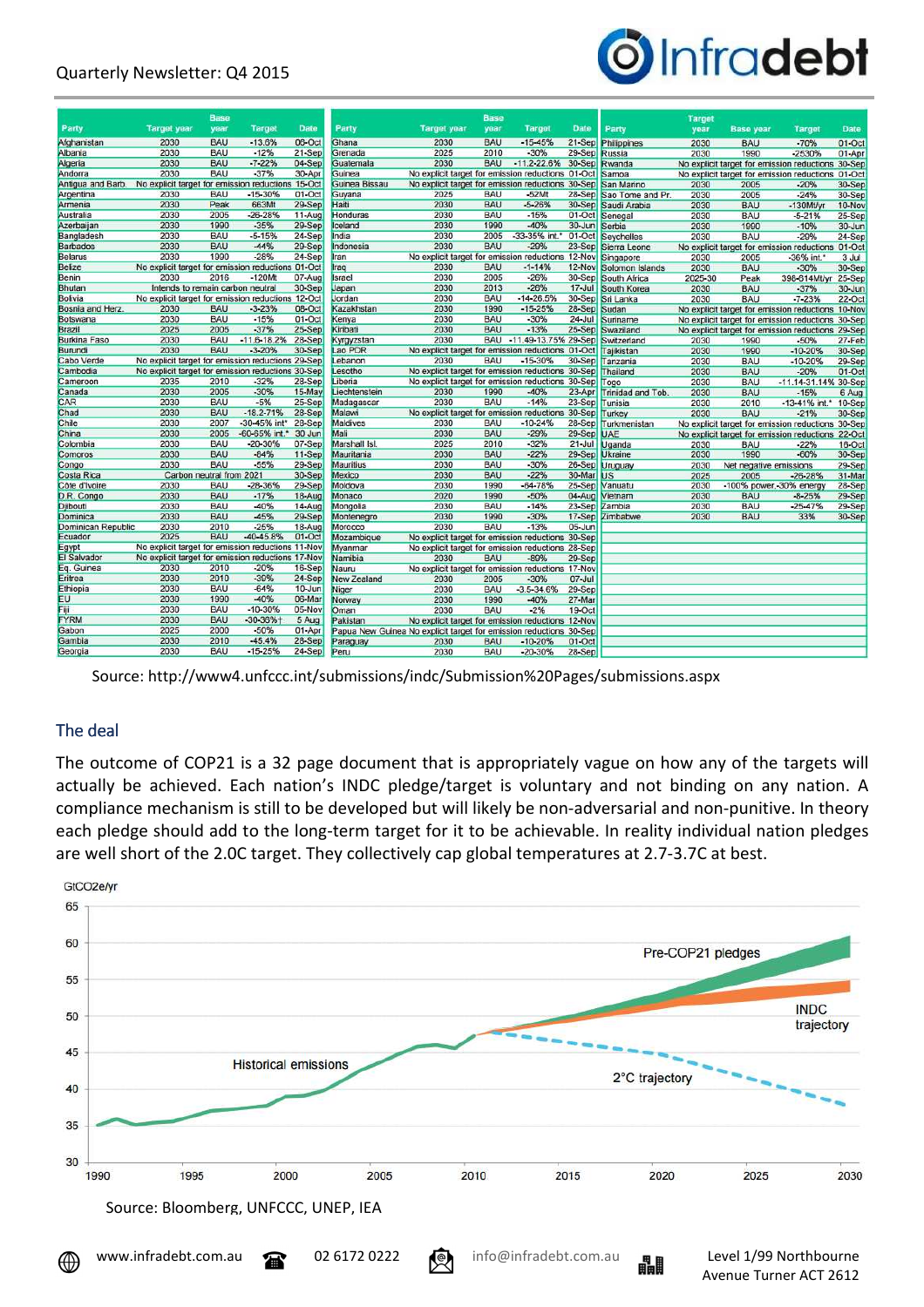| Party | Target year | Base year | Target | Date |
|---|---|---|---|---|
| Afghanistan | 2030 | BAU | -13.6% | 08-Oct |
| Albania | 2030 | BAU | -12% | 21-Sep |
| Algeria | 2030 | BAU | -7-22% | 04-Sep |
| Andorra | 2030 | BAU | -37% | 30-Apr |
| Antigua and Barb. | No explicit target for emission reductions | | | 15-Oct |
| Argentina | 2030 | BAU | -15-30% | 01-Oct |
| Armenia | 2030 | Peak | 663Mt | 29-Sep |
| Australia | 2030 | 2005 | -26-28% | 11-Aug |
| Azerbaijan | 2030 | 1990 | -35% | 29-Sep |
| Bangladesh | 2030 | BAU | -5-15% | 24-Sep |
| Barbados | 2030 | BAU | -44% | 29-Sep |
| Belarus | 2030 | 1990 | -28% | 24-Sep |
| Belize | No explicit target for emission reductions | | | 01-Oct |
| Benin | 2030 | 2016 | -120Mt | 07-Aug |
| Bhutan | Intends to remain carbon neutral | | | 30-Sep |
| Bolivia | No explicit target for emission reductions | | | 12-Oct |
| Bosnia and Herz. | 2030 | BAU | -3-23% | 08-Oct |
| Botswana | 2030 | BAU | -15% | 01-Oct |
| Brazil | 2025 | 2005 | -37% | 25-Sep |
| Burkina Faso | 2030 | BAU | -11.6-18.2% | 29-Sep |
| Burundi | 2030 | BAU | -3-20% | 30-Sep |
| Cabo Verde | No explicit target for emission reductions | | | 29-Sep |
| Cambodia | No explicit target for emission reductions | | | 30-Sep |
| Cameroon | 2035 | 2010 | -32% | 28-Sep |
| Canada | 2030 | 2005 | -30% | 15-May |
| CAR | 2030 | BAU | -5% | 25-Sep |
| Chad | 2030 | BAU | -18.2-71% | 29-Sep |
| Chile | 2030 | 2007 | -30-45% int* | 28-Sep |
| China | 2030 | 2005 | -60-65% int.* | 30 Jun |
| Colombia | 2030 | BAU | -20-30% | 07-Sep |
| Comoros | 2030 | BAU | -84% | 11-Sep |
| Congo | 2030 | BAU | -55% | 29-Sep |
| Costa Rica | Carbon neutral from 2021 | | | 30-Sep |
| Cote d'Ivoire | 2030 | BAU | -28-36% | 29-Sep |
| D.R. Congo | 2030 | BAU | -17% | 18-Aug |
| Djibouti | 2030 | BAU | -40% | 14-Aug |
| Dominica | 2030 | BAU | -45% | 29-Sep |
| Dominican Republic | 2030 | 2010 | -25% | 18-Aug |
| Ecuador | 2025 | BAU | -40-45.8% | 01-Oct |
| Egypt | No explicit target for emission reductions | | | 11-Nov |
| El Salvador | No explicit target for emission reductions | | | 17-Nov |
| Eq. Guinea | 2030 | 2010 | -20% | 16-Sep |
| Eritrea | 2030 | 2010 | -39% | 24-Sep |
| Ethiopia | 2030 | BAU | -64% | 10-Jun |
| EU | 2030 | 1990 | -40% | 06-Mar |
| Fiji | 2030 | BAU | -10-30% | 05-Nov |
| FYRM | 2030 | BAU | -30-36%† | 5 Aug |
| Gabon | 2025 | 2000 | -50% | 01-Apr |
| Gambia | 2030 | 2010 | -45.4% | 28-Sep |
| Georgia | 2030 | BAU | -15-25% | 24-Sep |

| Party | Target year | Base year | Target | Date |
|---|---|---|---|---|
| Ghana | 2030 | BAU | -15-45% | 21-Sep |
| Grenada | 2025 | 2010 | -30% | 29-Sep |
| Guatemala | 2030 | BAU | -11.2-22.6% | 30-Sep |
| Guinea | No explicit target for emission reductions | | | 01-Oct |
| Guinea Bissau | No explicit target for emission reductions | | | 30-Sep |
| Guyana | 2025 | BAU | -52Mt | 28-Sep |
| Haiti | 2030 | BAU | -5-26% | 30-Sep |
| Honduras | 2030 | BAU | -15% | 01-Oct |
| Iceland | 2030 | 1990 | -40% | 30-Jun |
| India | 2030 | 2005 | -33-35% int.* | 01-Oct |
| Indonesia | 2030 | BAU | -29% | 23-Sep |
| Iran | No explicit target for emission reductions | | | 12-Nov |
| Iraq | 2030 | BAU | -1-14% | 12-Nov |
| Israel | 2030 | 2005 | -26% | 30-Sep |
| Japan | 2030 | 2013 | -26% | 17-Jul |
| Jordan | 2030 | BAU | -14-26.5% | 30-Sep |
| Kazakhstan | 2030 | 1990 | -15-25% | 28-Sep |
| Kenya | 2030 | BAU | -30% | 24-Jul |
| Kiribati | 2030 | BAU | -13% | 25-Sep |
| Kyrgyzstan | 2030 | BAU | -11.49-13.75% | 29-Sep |
| Lao PDR | No explicit target for emission reductions | | | 01-Oct |
| Lebanon | 2030 | BAU | -15-30% | 30-Sep |
| Lesotho | No explicit target for emission reductions | | | 30-Sep |
| Liberia | No explicit target for emission reductions | | | 30-Sep |
| Liechtenstein | 2030 | 1990 | -40% | 23-Apr |
| Madagascar | 2030 | BAU | -14% | 23-Sep |
| Malawi | No explicit target for emission reductions | | | 30-Sep |
| Maldives | 2030 | BAU | -10-24% | 28-Sep |
| Mali | 2030 | BAU | -29% | 29-Sep |
| Marshall Isl. | 2025 | 2010 | -32% | 21-Jul |
| Mauritania | 2030 | BAU | -22% | 29-Sep |
| Mauritius | 2030 | BAU | -30% | 26-Sep |
| Mexico | 2030 | BAU | -22% | 30-Mar |
| Moldova | 2030 | 1990 | -64-78% | 25-Sep |
| Monaco | 2030 | 1990 | -50% | 04-Aug |
| Mongolia | 2030 | BAU | -14% | 23-Sep |
| Montenegro | 2030 | 1990 | -30% | 17-Sep |
| Morocco | 2030 | BAU | -13% | 05-Jun |
| Mozambique | No explicit target for emission reductions | | | 30-Sep |
| Myanmar | No explicit target for emission reductions | | | 28-Sep |
| Namibia | 2030 | BAU | -89% | 29-Sep |
| Nauru | No explicit target for emission reductions | | | 17-Nov |
| New Zealand | 2030 | 2005 | -30% | 07-Jul |
| Niger | 2030 | BAU | -3.5-34.6% | 29-Sep |
| Norway | 2030 | 1990 | -40% | 27-Mar |
| Oman | 2030 | BAU | -2% | 19-Oct |
| Pakistan | No explicit target for emission reductions | | | 12-Nov |
| Papua New Guinea | No explicit target for emission reductions | | | 30-Sep |
| Paraguay | 2030 | BAU | -10-20% | 01-Oct |
| Peru | 2030 | BAU | -20-30% | 28-Sep |

| Party | Target year | Base year | Target | Date |
|---|---|---|---|---|
| Philippines | 2030 | BAU | -70% | 01-Oct |
| Russia | 2030 | 1990 | -25-30% | 01-Apr |
| Rwanda | No explicit target for emission reductions | | | 30-Sep |
| Samoa | No explicit target for emission reductions | | | 01-Oct |
| San Marino | 2030 | 2005 | -20% | 30-Sep |
| Sao Tome and Pr. | 2030 | 2005 | -24% | 30-Sep |
| Saudi Arabia | 2030 | BAU | -130Mt/yr | 10-Nov |
| Senegal | 2030 | BAU | -5-21% | 25-Sep |
| Serbia | 2030 | 1990 | -10% | 30-Jun |
| Seychelles | 2030 | BAU | -29% | 24-Sep |
| Sierra Leone | No explicit target for emission reductions | | | 01-Oct |
| Singapore | 2030 | 2005 | -36% int.* | 3 Jul |
| Solomon Islands | 2030 | BAU | -30% | 30-Sep |
| South Africa | 2025-30 | Peak | 398-614Mt/yr | 25-Sep |
| South Korea | 2030 | BAU | -37% | 30-Jun |
| Sri Lanka | 2030 | BAU | -7-23% | 22-Oct |
| Sudan | No explicit target for emission reductions | | | 10-Nov |
| Suriname | No explicit target for emission reductions | | | 30-Sep |
| Swaziland | No explicit target for emission reductions | | | 29-Sep |
| Switzerland | 2030 | 1990 | -50% | 27-Feb |
| Tajikistan | 2030 | 1990 | -10-20% | 30-Sep |
| Tanzania | 2030 | BAU | -10-20% | 29-Sep |
| Thailand | 2030 | BAU | -20% | 01-Oct |
| Togo | 2030 | BAU | -11.14-31.14% | 30-Sep |
| Trinidad and Tob. | 2030 | BAU | -15% | 6 Aug |
| Tunisia | 2030 | 2010 | -13-41% int.* | 10-Sep |
| Turkey | 2030 | BAU | -21% | 30-Sep |
| Turkmenistan | No explicit target for emission reductions | | | 30-Sep |
| UAE | No explicit target for emission reductions | | | 22-Oct |
| Uganda | 2030 | BAU | -22% | 16-Oct |
| Ukraine | 2030 | 1990 | -60% | 30-Sep |
| Uruguay | 2030 | Net negative emissions | | 29-Sep |
| US | 2025 | 2005 | -26-28% | 31-Mar |
| Vanuatu | 2030 | -100% power, -30% energy | | 28-Sep |
| Vietnam | 2030 | BAU | -8-25% | 29-Sep |
| Zambia | 2030 | BAU | -25-47% | 29-Sep |
| Zimbabwe | 2030 | BAU | 33% | 30-Sep |

Source: http://www4.unfccc.int/submissions/indc/Submission%20Pages/submissions.aspx

## The deal

The outcome of COP21 is a 32 page document that is appropriately vague on how any of the targets will actually be achieved. Each nation's INDC pledge/target is voluntary and not binding on any nation. A compliance mechanism is still to be developed but will likely be non-adversarial and non-punitive. In theory each pledge should add to the long-term target for it to be achievable. In reality individual nation pledges are well short of the 2.0C target. They collectively cap global temperatures at 2.7-3.7C at best.

Source: Bloomberg, UNFCCC, UNEP, IEA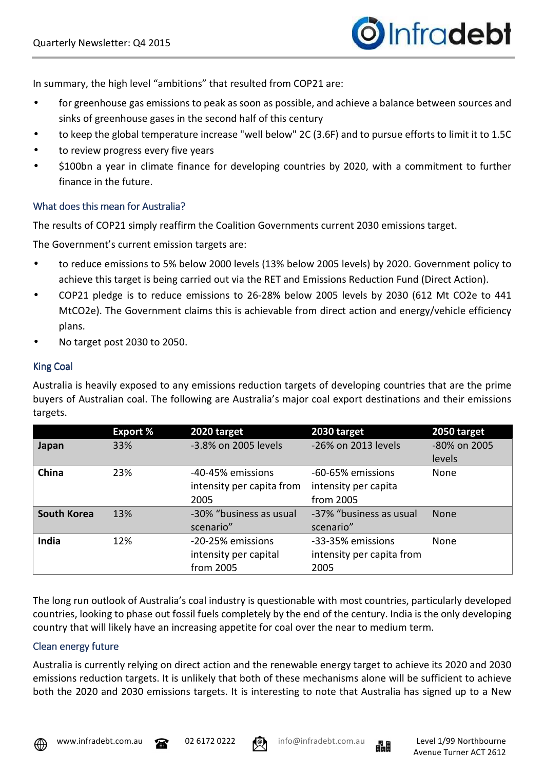In summary, the high level "ambitions" that resulted from COP21 are:

- for greenhouse gas emissions to peak as soon as possible, and achieve a balance between sources and sinks of greenhouse gases in the second half of this century
- to keep the global temperature increase "well below" 2C (3.6F) and to pursue efforts to limit it to 1.5C
- to review progress every five years
- $100bn a year in climate finance for developing countries by 2020, with a commitment to further finance in the future.

## What does this mean for Australia?

The results of COP21 simply reaffirm the Coalition Governments current 2030 emissions target.

The Government's current emission targets are:

- to reduce emissions to 5% below 2000 levels (13% below 2005 levels) by 2020. Government policy to achieve this target is being carried out via the RET and Emissions Reduction Fund (Direct Action).
- COP21 pledge is to reduce emissions to 26-28% below 2005 levels by 2030 (612 Mt $CO_2e$ to 441 Mt$CO_2e$). The Government claims this is achievable from direct action and energy/vehicle efficiency plans.
- No target post 2030 to 2050.

## King Coal

Australia is heavily exposed to any emissions reduction targets of developing countries that are the prime buyers of Australian coal. The following are Australia's major coal export destinations and their emissions targets.

| | Export % | 2020 target | 2030 target | 2050 target |
|---|---|---|---|---|
| **Japan** | 33% | -3.8% on 2005 levels | -26% on 2013 levels | -80% on 2005 levels |
| **China** | 23% | -40-45% emissions intensity per capita from 2005 | -60-65% emissions intensity per capita from 2005 | None |
| **South Korea** | 13% | -30% "business as usual scenario" | -37% "business as usual scenario" | None |
| **India** | 12% | -20-25% emissions intensity per capital from 2005 | -33-35% emissions intensity per capita from 2005 | None |

The long run outlook of Australia's coal industry is questionable with most countries, particularly developed countries, looking to phase out fossil fuels completely by the end of the century. India is the only developing country that will likely have an increasing appetite for coal over the near to medium term.

## Clean energy future

Australia is currently relying on direct action and the renewable energy target to achieve its 2020 and 2030 emissions reduction targets. It is unlikely that both of these mechanisms alone will be sufficient to achieve both the 2020 and 2030 emissions targets. It is interesting to note that Australia has signed up to a New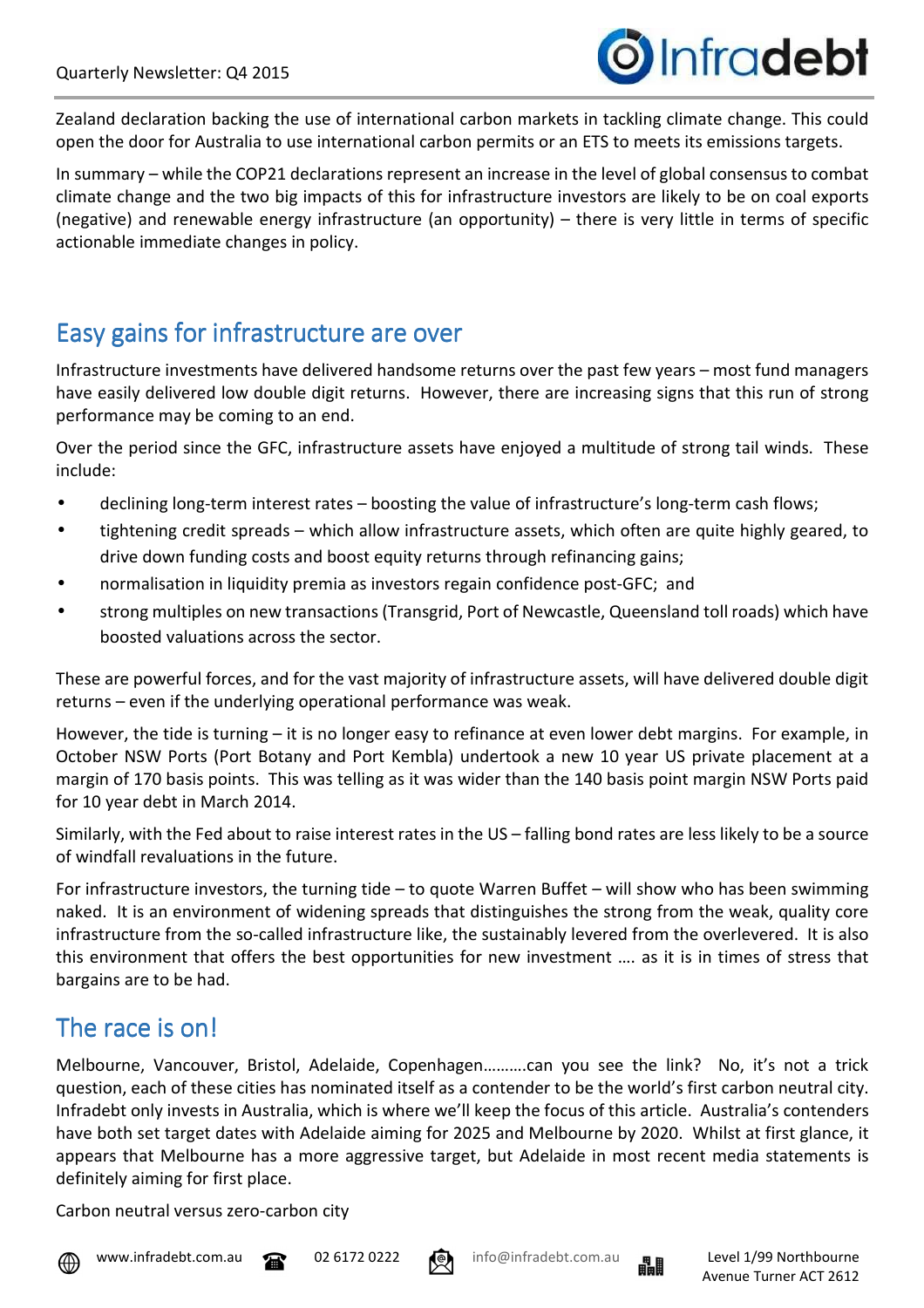Zealand declaration backing the use of international carbon markets in tackling climate change. This could open the door for Australia to use international carbon permits or an ETS to meets its emissions targets.

In summary – while the COP21 declarations represent an increase in the level of global consensus to combat climate change and the two big impacts of this for infrastructure investors are likely to be on coal exports (negative) and renewable energy infrastructure (an opportunity) – there is very little in terms of specific actionable immediate changes in policy.

## Easy gains for infrastructure are over

Infrastructure investments have delivered handsome returns over the past few years – most fund managers have easily delivered low double digit returns. However, there are increasing signs that this run of strong performance may be coming to an end.

Over the period since the GFC, infrastructure assets have enjoyed a multitude of strong tail winds. These include:

- declining long-term interest rates – boosting the value of infrastructure's long-term cash flows;
- tightening credit spreads – which allow infrastructure assets, which often are quite highly geared, to drive down funding costs and boost equity returns through refinancing gains;
- normalisation in liquidity premia as investors regain confidence post-GFC; and
- strong multiples on new transactions (Transgrid, Port of Newcastle, Queensland toll roads) which have boosted valuations across the sector.

These are powerful forces, and for the vast majority of infrastructure assets, will have delivered double digit returns – even if the underlying operational performance was weak.

However, the tide is turning – it is no longer easy to refinance at even lower debt margins. For example, in October NSW Ports (Port Botany and Port Kembla) undertook a new 10 year US private placement at a margin of 170 basis points. This was telling as it was wider than the 140 basis point margin NSW Ports paid for 10 year debt in March 2014.

Similarly, with the Fed about to raise interest rates in the US – falling bond rates are less likely to be a source of windfall revaluations in the future.

For infrastructure investors, the turning tide – to quote Warren Buffet – will show who has been swimming naked. It is an environment of widening spreads that distinguishes the strong from the weak, quality core infrastructure from the so-called infrastructure like, the sustainably levered from the overlevered. It is also this environment that offers the best opportunities for new investment …. as it is in times of stress that bargains are to be had.

## The race is on!

Melbourne, Vancouver, Bristol, Adelaide, Copenhagen……….can you see the link? No, it's not a trick question, each of these cities has nominated itself as a contender to be the world's first carbon neutral city. Infradebt only invests in Australia, which is where we'll keep the focus of this article. Australia's contenders have both set target dates with Adelaide aiming for 2025 and Melbourne by 2020. Whilst at first glance, it appears that Melbourne has a more aggressive target, but Adelaide in most recent media statements is definitely aiming for first place.

Carbon neutral versus zero-carbon city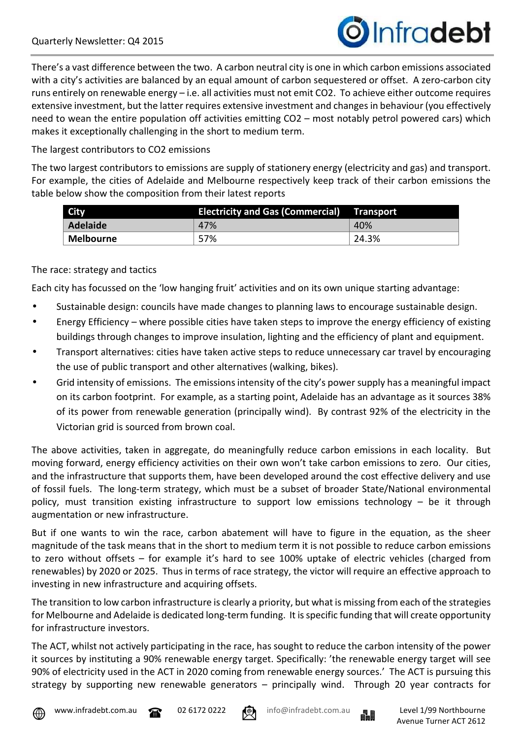There's a vast difference between the two. A carbon neutral city is one in which carbon emissions associated with a city's activities are balanced by an equal amount of carbon sequestered or offset. A zero-carbon city runs entirely on renewable energy – i.e. all activities must not emit CO2. To achieve either outcome requires extensive investment, but the latter requires extensive investment and changes in behaviour (you effectively need to wean the entire population off activities emitting CO2 – most notably petrol powered cars) which makes it exceptionally challenging in the short to medium term.

The largest contributors to CO2 emissions

The two largest contributors to emissions are supply of stationery energy (electricity and gas) and transport. For example, the cities of Adelaide and Melbourne respectively keep track of their carbon emissions the table below show the composition from their latest reports

| City | Electricity and Gas (Commercial) | Transport |
|---|---|---|
| **Adelaide** | 47% | 40% |
| **Melbourne** | 57% | 24.3% |

The race: strategy and tactics

Each city has focussed on the 'low hanging fruit' activities and on its own unique starting advantage:

- Sustainable design: councils have made changes to planning laws to encourage sustainable design.
- Energy Efficiency – where possible cities have taken steps to improve the energy efficiency of existing buildings through changes to improve insulation, lighting and the efficiency of plant and equipment.
- Transport alternatives: cities have taken active steps to reduce unnecessary car travel by encouraging the use of public transport and other alternatives (walking, bikes).
- Grid intensity of emissions. The emissions intensity of the city's power supply has a meaningful impact on its carbon footprint. For example, as a starting point, Adelaide has an advantage as it sources 38% of its power from renewable generation (principally wind). By contrast 92% of the electricity in the Victorian grid is sourced from brown coal.

The above activities, taken in aggregate, do meaningfully reduce carbon emissions in each locality. But moving forward, energy efficiency activities on their own won't take carbon emissions to zero. Our cities, and the infrastructure that supports them, have been developed around the cost effective delivery and use of fossil fuels. The long-term strategy, which must be a subset of broader State/National environmental policy, must transition existing infrastructure to support low emissions technology – be it through augmentation or new infrastructure.

But if one wants to win the race, carbon abatement will have to figure in the equation, as the sheer magnitude of the task means that in the short to medium term it is not possible to reduce carbon emissions to zero without offsets – for example it's hard to see 100% uptake of electric vehicles (charged from renewables) by 2020 or 2025. Thus in terms of race strategy, the victor will require an effective approach to investing in new infrastructure and acquiring offsets.

The transition to low carbon infrastructure is clearly a priority, but what is missing from each of the strategies for Melbourne and Adelaide is dedicated long-term funding. It is specific funding that will create opportunity for infrastructure investors.

The ACT, whilst not actively participating in the race, has sought to reduce the carbon intensity of the power it sources by instituting a 90% renewable energy target. Specifically: 'the renewable energy target will see 90% of electricity used in the ACT in 2020 coming from renewable energy sources.' The ACT is pursuing this strategy by supporting new renewable generators – principally wind. Through 20 year contracts for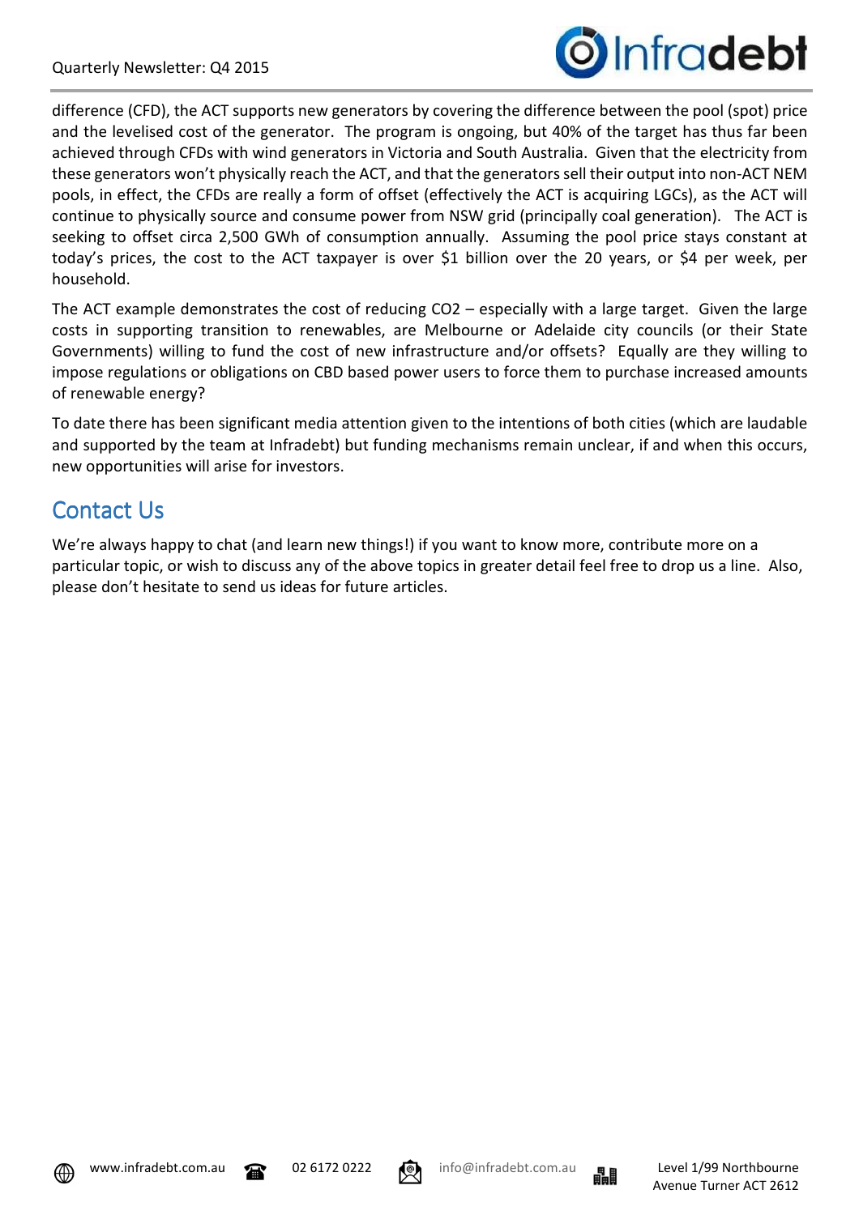difference (CFD), the ACT supports new generators by covering the difference between the pool (spot) price and the levelised cost of the generator. The program is ongoing, but 40% of the target has thus far been achieved through CFDs with wind generators in Victoria and South Australia. Given that the electricity from these generators won't physically reach the ACT, and that the generators sell their output into non-ACT NEM pools, in effect, the CFDs are really a form of offset (effectively the ACT is acquiring LGCs), as the ACT will continue to physically source and consume power from NSW grid (principally coal generation). The ACT is seeking to offset circa 2,500 GWh of consumption annually. Assuming the pool price stays constant at today's prices, the cost to the ACT taxpayer is over $1 billion over the 20 years, or $4 per week, per household.

The ACT example demonstrates the cost of reducing $CO_2$ – especially with a large target. Given the large costs in supporting transition to renewables, are Melbourne or Adelaide city councils (or their State Governments) willing to fund the cost of new infrastructure and/or offsets? Equally are they willing to impose regulations or obligations on CBD based power users to force them to purchase increased amounts of renewable energy?

To date there has been significant media attention given to the intentions of both cities (which are laudable and supported by the team at Infradebt) but funding mechanisms remain unclear, if and when this occurs, new opportunities will arise for investors.

## Contact Us

We're always happy to chat (and learn new things!) if you want to know more, contribute more on a particular topic, or wish to discuss any of the above topics in greater detail feel free to drop us a line. Also, please don't hesitate to send us ideas for future articles.

www.infradebt.com.au 02 6172 0222 info@infradebt.com.au Level 1/99 Northbourne Avenue Turner ACT 2612